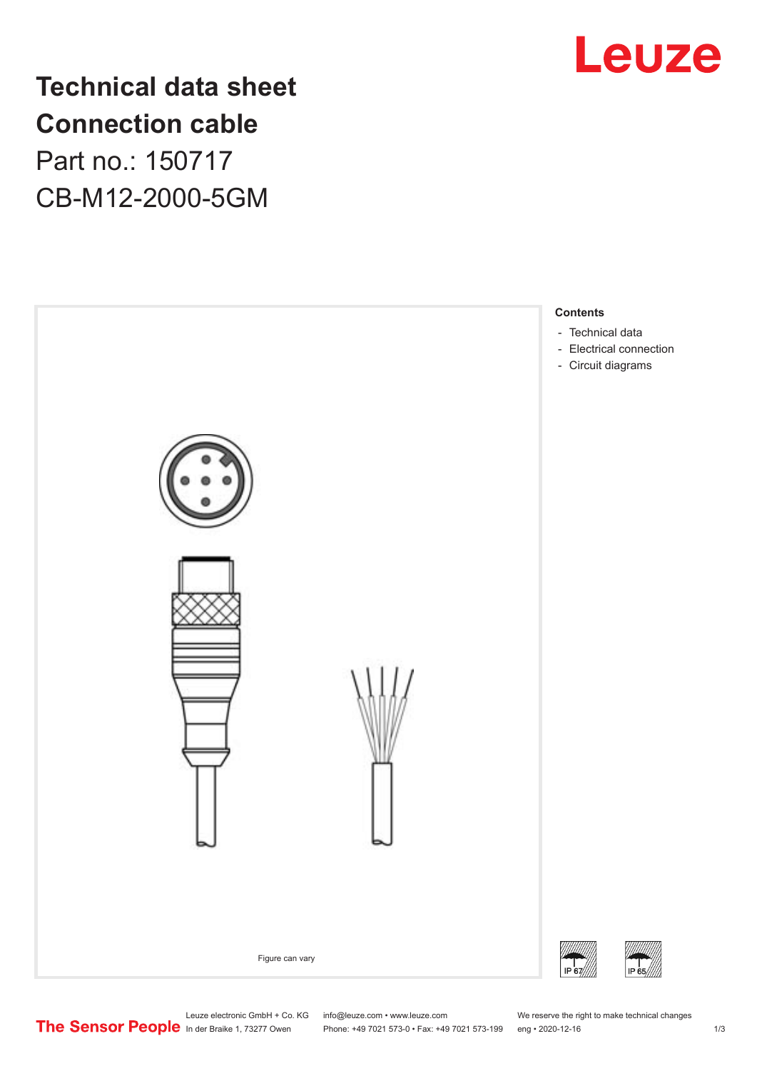# Technical data sheet
# Connection cable

Part no.: 150717

CB-M12-2000-5GM

**Contents**

- Technical data
- Electrical connection
- Circuit diagrams

Figure can vary

IP 67

IP 65

Leuze electronic GmbH + Co. KG
In der Braike 1, 73277 Owen

info@leuze.com • www.leuze.com
Phone: +49 7021 573-0 • Fax: +49 7021 573-199

We reserve the right to make technical changes
eng • 2020-12-16

The Sensor People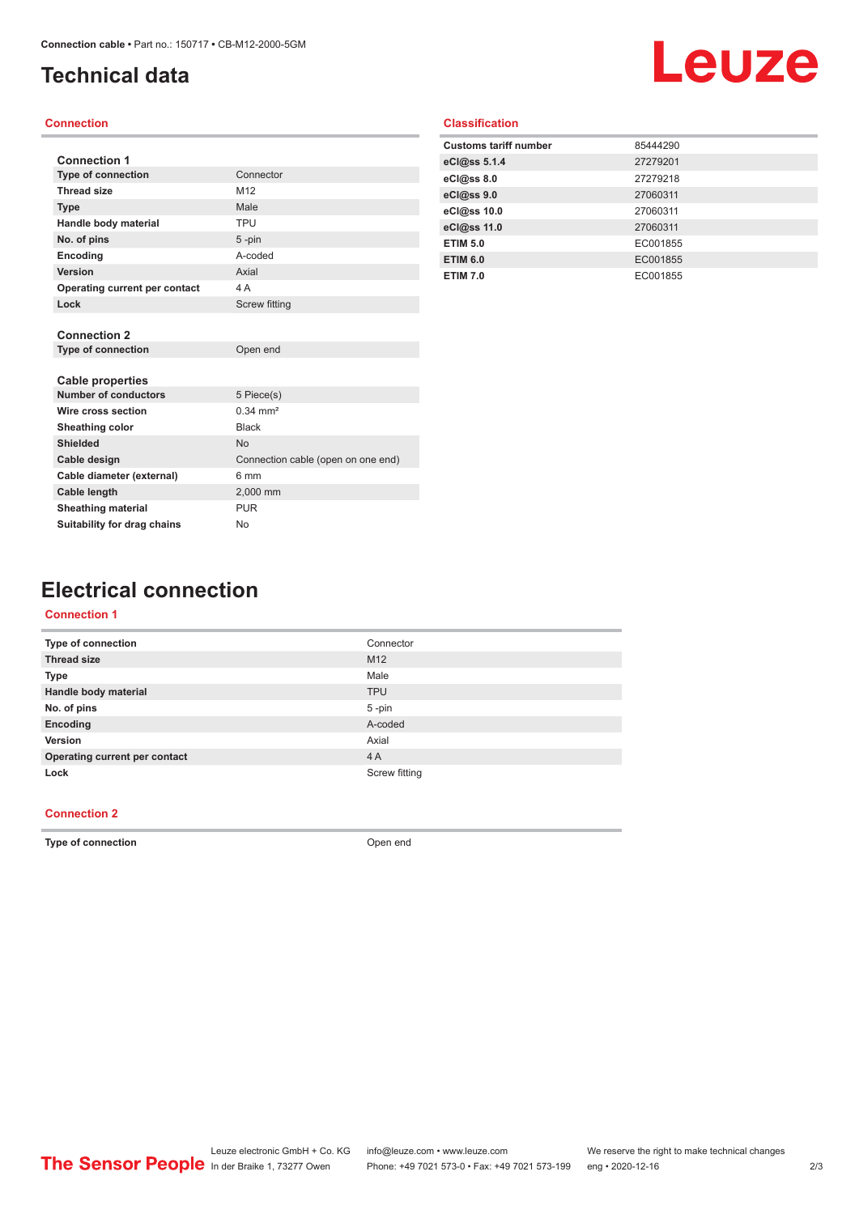# Technical data

## Connection

### Connection 1

| | |
|---|---|
| **Type of connection** | Connector |
| **Thread size** | M12 |
| **Type** | Male |
| **Handle body material** | TPU |
| **No. of pins** | 5 -pin |
| **Encoding** | A-coded |
| **Version** | Axial |
| **Operating current per contact** | 4 A |
| **Lock** | Screw fitting |

### Connection 2

| | |
|---|---|
| **Type of connection** | Open end |

### Cable properties

| | |
|---|---|
| **Number of conductors** | 5 Piece(s) |
| **Wire cross section** | 0.34 mm² |
| **Sheathing color** | Black |
| **Shielded** | No |
| **Cable design** | Connection cable (open on one end) |
| **Cable diameter (external)** | 6 mm |
| **Cable length** | 2,000 mm |
| **Sheathing material** | PUR |
| **Suitability for drag chains** | No |

## Classification

| | |
|---|---|
| **Customs tariff number** | 85444290 |
| **eCl@ss 5.1.4** | 27279201 |
| **eCl@ss 8.0** | 27279218 |
| **eCl@ss 9.0** | 27060311 |
| **eCl@ss 10.0** | 27060311 |
| **eCl@ss 11.0** | 27060311 |
| **ETIM 5.0** | EC001855 |
| **ETIM 6.0** | EC001855 |
| **ETIM 7.0** | EC001855 |

# Electrical connection

## Connection 1

| | |
|---|---|
| **Type of connection** | Connector |
| **Thread size** | M12 |
| **Type** | Male |
| **Handle body material** | TPU |
| **No. of pins** | 5 -pin |
| **Encoding** | A-coded |
| **Version** | Axial |
| **Operating current per contact** | 4 A |
| **Lock** | Screw fitting |

## Connection 2

| | |
|---|---|
| **Type of connection** | Open end |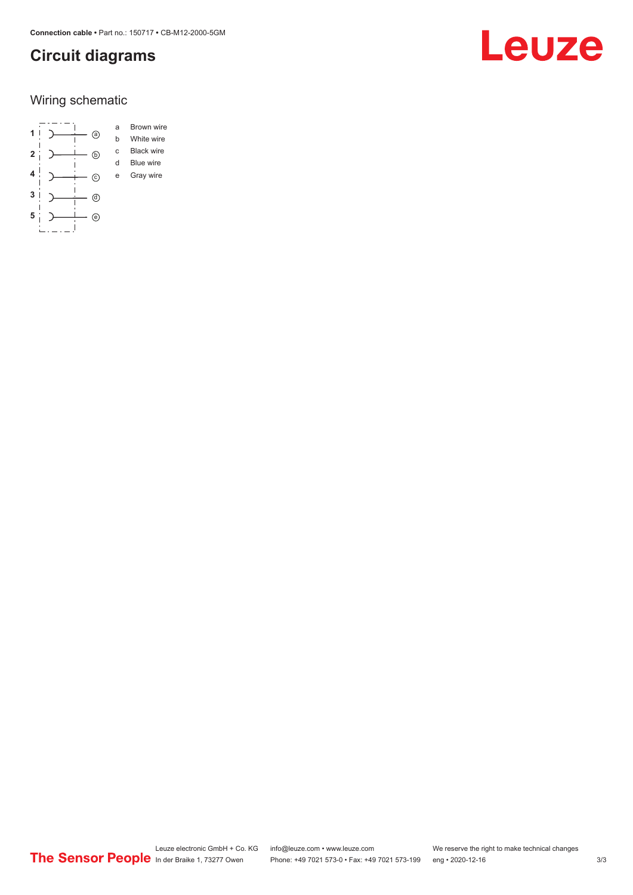# Circuit diagrams

## Wiring schematic

1
2
4
3
5

a
b
c
d
e

| | |
|---|---|
| a | Brown wire |
| b | White wire |
| c | Black wire |
| d | Blue wire |
| e | Gray wire |